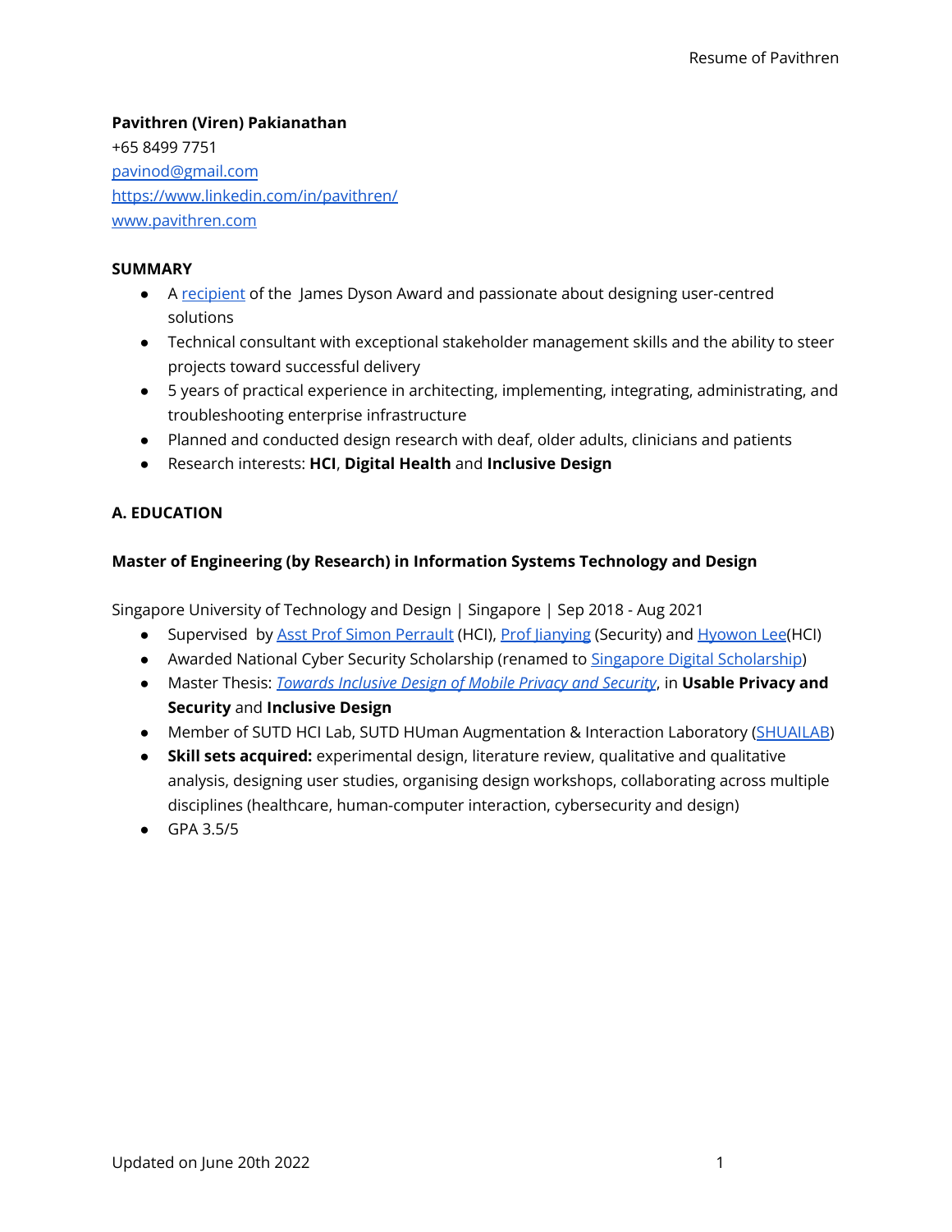**Pavithren (Viren) Pakianathan**
+65 8499 7751
pavinod@gmail.com
https://www.linkedin.com/in/pavithren/
www.pavithren.com

**SUMMARY**

- A recipient of the James Dyson Award and passionate about designing user-centred solutions
- Technical consultant with exceptional stakeholder management skills and the ability to steer projects toward successful delivery
- 5 years of practical experience in architecting, implementing, integrating, administrating, and troubleshooting enterprise infrastructure
- Planned and conducted design research with deaf, older adults, clinicians and patients
- Research interests: **HCI**, **Digital Health** and **Inclusive Design**

**A. EDUCATION**

**Master of Engineering (by Research) in Information Systems Technology and Design**

Singapore University of Technology and Design | Singapore | Sep 2018 - Aug 2021

- Supervised by Asst Prof Simon Perrault (HCI), Prof Jianying (Security) and Hyowon Lee(HCI)
- Awarded National Cyber Security Scholarship (renamed to Singapore Digital Scholarship)
- Master Thesis: *Towards Inclusive Design of Mobile Privacy and Security*, in **Usable Privacy and Security** and **Inclusive Design**
- Member of SUTD HCI Lab, SUTD HUman Augmentation & Interaction Laboratory (SHUAILAB)
- **Skill sets acquired:** experimental design, literature review, qualitative and qualitative analysis, designing user studies, organising design workshops, collaborating across multiple disciplines (healthcare, human-computer interaction, cybersecurity and design)
- GPA 3.5/5

Updated on June 20th 2022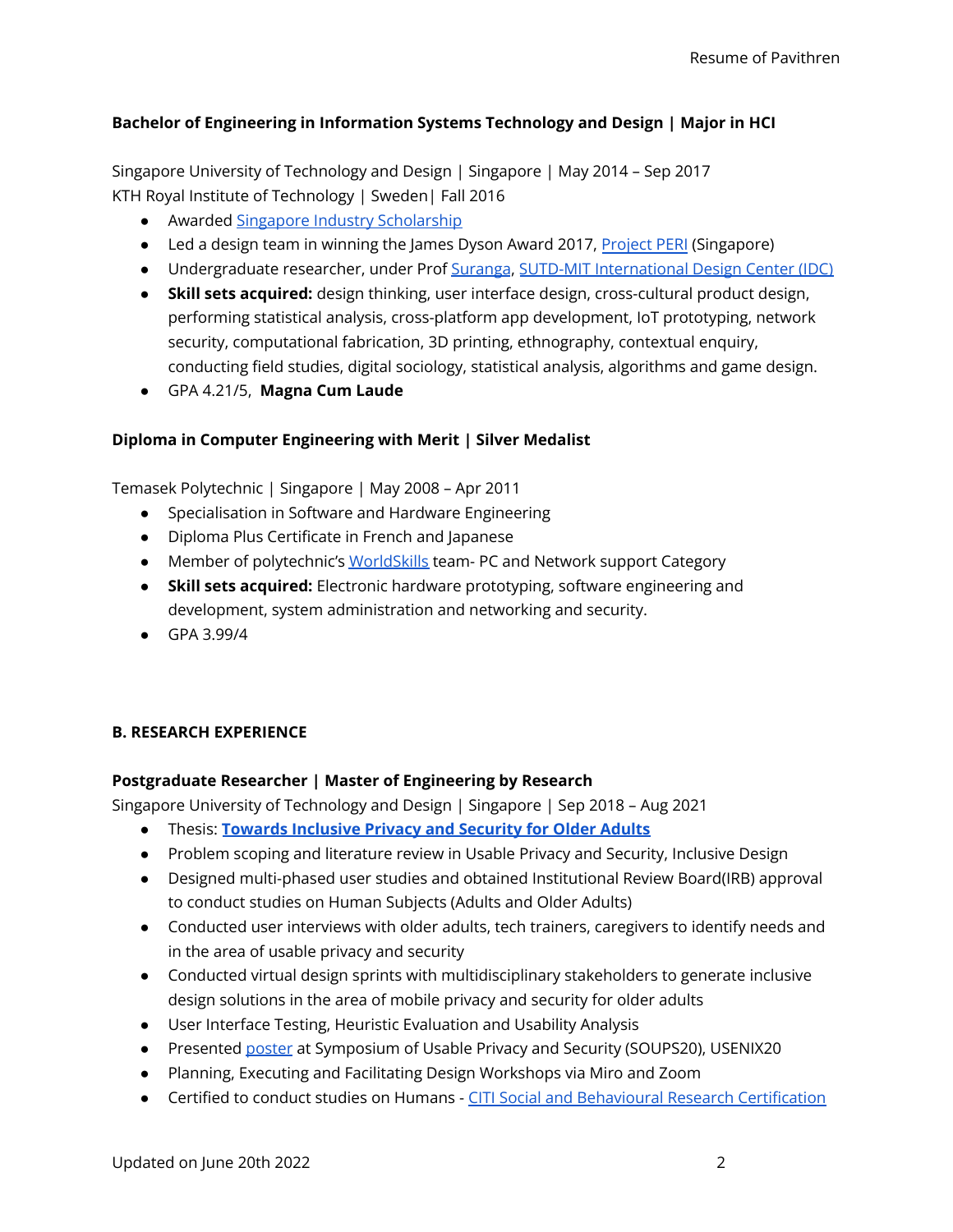**Bachelor of Engineering in Information Systems Technology and Design | Major in HCI**

Singapore University of Technology and Design | Singapore | May 2014 – Sep 2017
KTH Royal Institute of Technology | Sweden| Fall 2016

- Awarded Singapore Industry Scholarship
- Led a design team in winning the James Dyson Award 2017, Project PERI (Singapore)
- Undergraduate researcher, under Prof Suranga, SUTD-MIT International Design Center (IDC)
- **Skill sets acquired:** design thinking, user interface design, cross-cultural product design, performing statistical analysis, cross-platform app development, IoT prototyping, network security, computational fabrication, 3D printing, ethnography, contextual enquiry, conducting field studies, digital sociology, statistical analysis, algorithms and game design.
- GPA 4.21/5, **Magna Cum Laude**

**Diploma in Computer Engineering with Merit | Silver Medalist**

Temasek Polytechnic | Singapore | May 2008 – Apr 2011

- Specialisation in Software and Hardware Engineering
- Diploma Plus Certificate in French and Japanese
- Member of polytechnic's WorldSkills team- PC and Network support Category
- **Skill sets acquired:** Electronic hardware prototyping, software engineering and development, system administration and networking and security.
- GPA 3.99/4

## B. RESEARCH EXPERIENCE

**Postgraduate Researcher | Master of Engineering by Research**
Singapore University of Technology and Design | Singapore | Sep 2018 – Aug 2021

- Thesis: **Towards Inclusive Privacy and Security for Older Adults**
- Problem scoping and literature review in Usable Privacy and Security, Inclusive Design
- Designed multi-phased user studies and obtained Institutional Review Board(IRB) approval to conduct studies on Human Subjects (Adults and Older Adults)
- Conducted user interviews with older adults, tech trainers, caregivers to identify needs and in the area of usable privacy and security
- Conducted virtual design sprints with multidisciplinary stakeholders to generate inclusive design solutions in the area of mobile privacy and security for older adults
- User Interface Testing, Heuristic Evaluation and Usability Analysis
- Presented poster at Symposium of Usable Privacy and Security (SOUPS20), USENIX20
- Planning, Executing and Facilitating Design Workshops via Miro and Zoom
- Certified to conduct studies on Humans - CITI Social and Behavioural Research Certification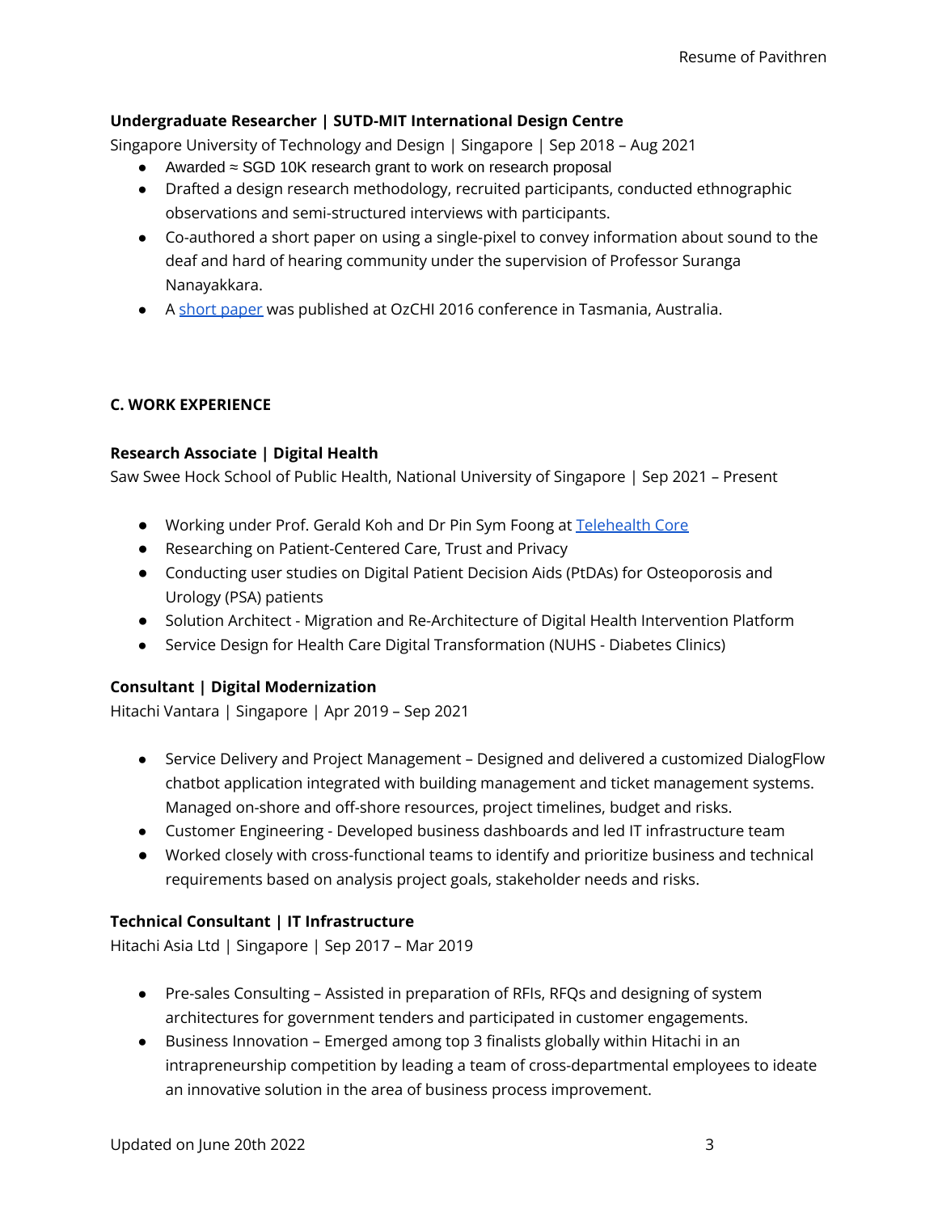**Undergraduate Researcher | SUTD-MIT International Design Centre**

Singapore University of Technology and Design | Singapore | Sep 2018 – Aug 2021

- Awarded ≈ SGD 10K research grant to work on research proposal
- Drafted a design research methodology, recruited participants, conducted ethnographic observations and semi-structured interviews with participants.
- Co-authored a short paper on using a single-pixel to convey information about sound to the deaf and hard of hearing community under the supervision of Professor Suranga Nanayakkara.
- A short paper was published at OzCHI 2016 conference in Tasmania, Australia.

### C. WORK EXPERIENCE

**Research Associate | Digital Health**

Saw Swee Hock School of Public Health, National University of Singapore | Sep 2021 – Present

- Working under Prof. Gerald Koh and Dr Pin Sym Foong at Telehealth Core
- Researching on Patient-Centered Care, Trust and Privacy
- Conducting user studies on Digital Patient Decision Aids (PtDAs) for Osteoporosis and Urology (PSA) patients
- Solution Architect - Migration and Re-Architecture of Digital Health Intervention Platform
- Service Design for Health Care Digital Transformation (NUHS - Diabetes Clinics)

**Consultant | Digital Modernization**

Hitachi Vantara | Singapore | Apr 2019 – Sep 2021

- Service Delivery and Project Management – Designed and delivered a customized DialogFlow chatbot application integrated with building management and ticket management systems. Managed on-shore and off-shore resources, project timelines, budget and risks.
- Customer Engineering - Developed business dashboards and led IT infrastructure team
- Worked closely with cross-functional teams to identify and prioritize business and technical requirements based on analysis project goals, stakeholder needs and risks.

**Technical Consultant | IT Infrastructure**

Hitachi Asia Ltd | Singapore | Sep 2017 – Mar 2019

- Pre-sales Consulting – Assisted in preparation of RFIs, RFQs and designing of system architectures for government tenders and participated in customer engagements.
- Business Innovation – Emerged among top 3 finalists globally within Hitachi in an intrapreneurship competition by leading a team of cross-departmental employees to ideate an innovative solution in the area of business process improvement.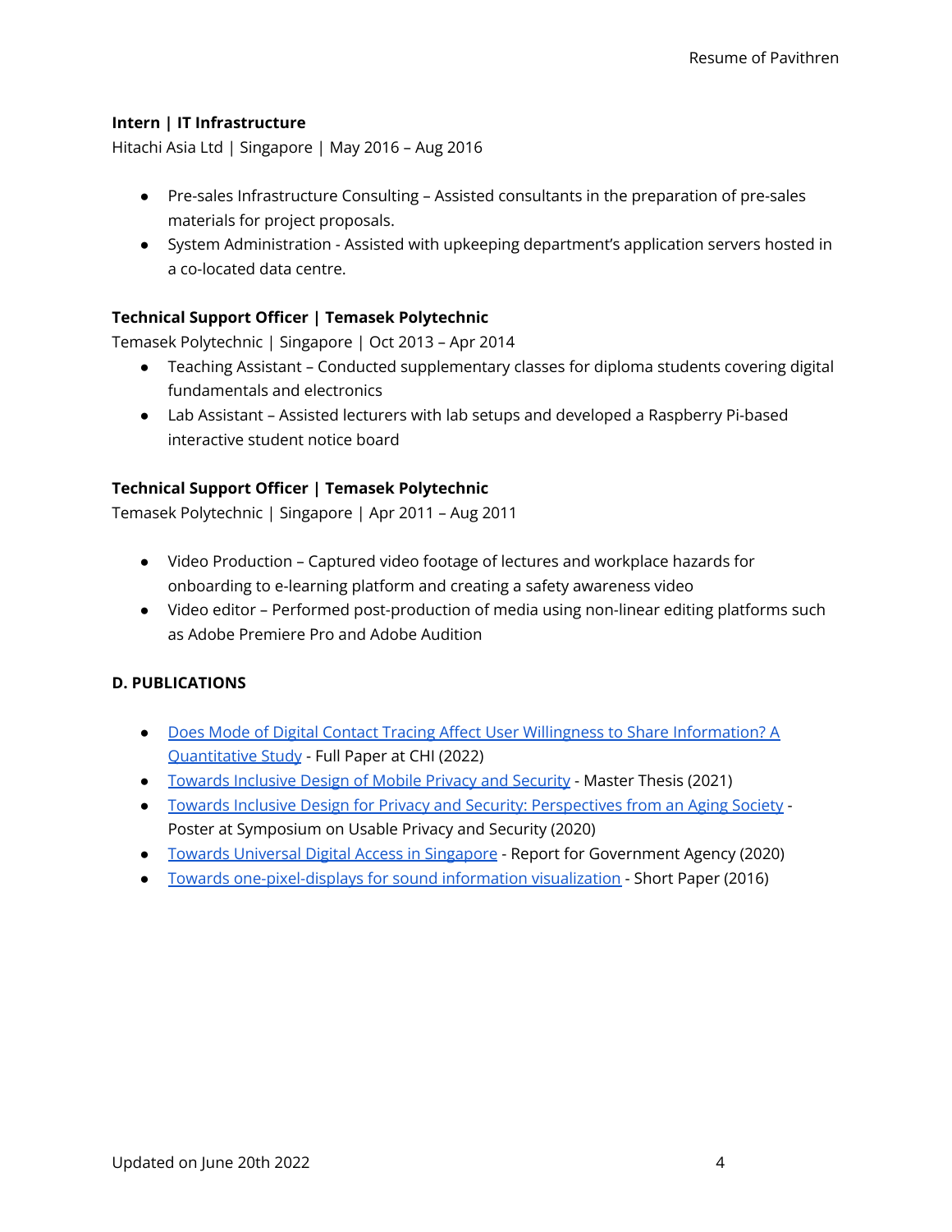**Intern | IT Infrastructure**

Hitachi Asia Ltd | Singapore | May 2016 – Aug 2016

- Pre-sales Infrastructure Consulting – Assisted consultants in the preparation of pre-sales materials for project proposals.
- System Administration - Assisted with upkeeping department's application servers hosted in a co-located data centre.

**Technical Support Officer | Temasek Polytechnic**

Temasek Polytechnic | Singapore | Oct 2013 – Apr 2014

- Teaching Assistant – Conducted supplementary classes for diploma students covering digital fundamentals and electronics
- Lab Assistant – Assisted lecturers with lab setups and developed a Raspberry Pi-based interactive student notice board

**Technical Support Officer | Temasek Polytechnic**

Temasek Polytechnic | Singapore | Apr 2011 – Aug 2011

- Video Production – Captured video footage of lectures and workplace hazards for onboarding to e-learning platform and creating a safety awareness video
- Video editor – Performed post-production of media using non-linear editing platforms such as Adobe Premiere Pro and Adobe Audition

**D. PUBLICATIONS**

- Does Mode of Digital Contact Tracing Affect User Willingness to Share Information? A Quantitative Study - Full Paper at CHI (2022)
- Towards Inclusive Design of Mobile Privacy and Security - Master Thesis (2021)
- Towards Inclusive Design for Privacy and Security: Perspectives from an Aging Society - Poster at Symposium on Usable Privacy and Security (2020)
- Towards Universal Digital Access in Singapore - Report for Government Agency (2020)
- Towards one-pixel-displays for sound information visualization - Short Paper (2016)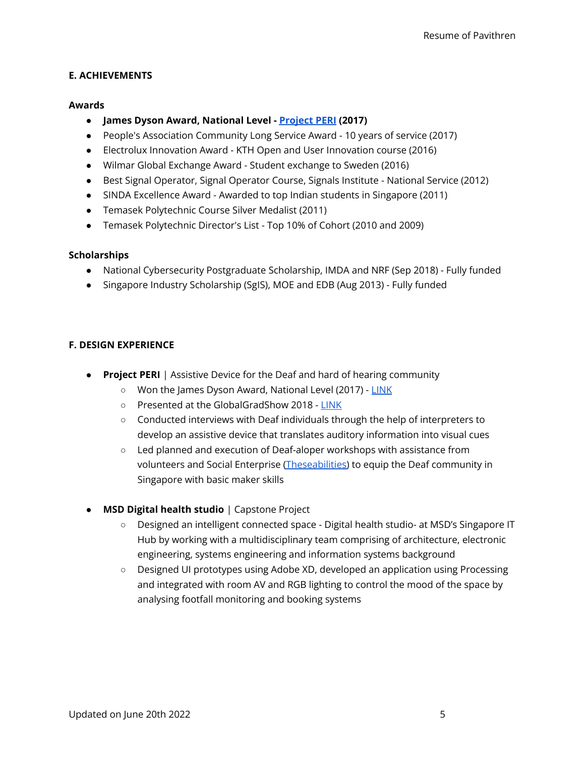## E. ACHIEVEMENTS

### Awards

- **James Dyson Award, National Level - Project PERI (2017)**
- People's Association Community Long Service Award - 10 years of service (2017)
- Electrolux Innovation Award - KTH Open and User Innovation course (2016)
- Wilmar Global Exchange Award - Student exchange to Sweden (2016)
- Best Signal Operator, Signal Operator Course, Signals Institute - National Service (2012)
- SINDA Excellence Award - Awarded to top Indian students in Singapore (2011)
- Temasek Polytechnic Course Silver Medalist (2011)
- Temasek Polytechnic Director's List - Top 10% of Cohort (2010 and 2009)

### Scholarships

- National Cybersecurity Postgraduate Scholarship, IMDA and NRF (Sep 2018) - Fully funded
- Singapore Industry Scholarship (SgIS), MOE and EDB (Aug 2013) - Fully funded

## F. DESIGN EXPERIENCE

- **Project PERI** | Assistive Device for the Deaf and hard of hearing community
  - Won the James Dyson Award, National Level (2017) - LINK
  - Presented at the GlobalGradShow 2018 - LINK
  - Conducted interviews with Deaf individuals through the help of interpreters to develop an assistive device that translates auditory information into visual cues
  - Led planned and execution of Deaf-aloper workshops with assistance from volunteers and Social Enterprise (Theseabilities) to equip the Deaf community in Singapore with basic maker skills

- **MSD Digital health studio** | Capstone Project
  - Designed an intelligent connected space - Digital health studio- at MSD's Singapore IT Hub by working with a multidisciplinary team comprising of architecture, electronic engineering, systems engineering and information systems background
  - Designed UI prototypes using Adobe XD, developed an application using Processing and integrated with room AV and RGB lighting to control the mood of the space by analysing footfall monitoring and booking systems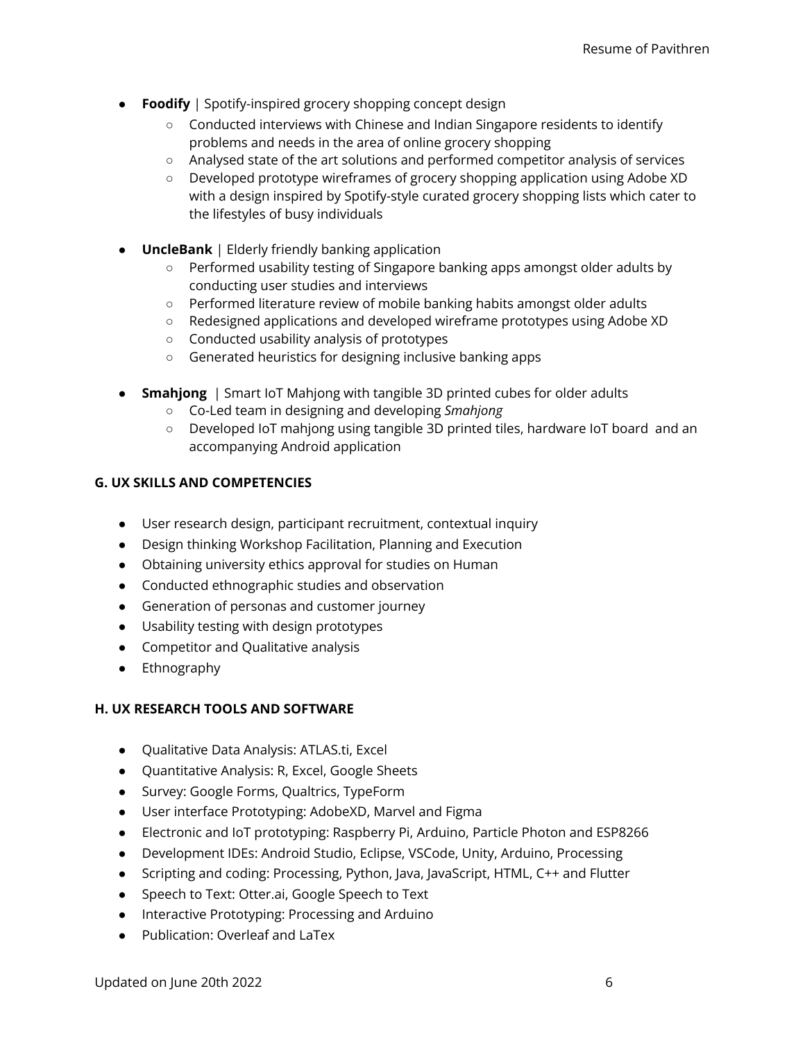- **Foodify** | Spotify-inspired grocery shopping concept design
  - Conducted interviews with Chinese and Indian Singapore residents to identify problems and needs in the area of online grocery shopping
  - Analysed state of the art solutions and performed competitor analysis of services
  - Developed prototype wireframes of grocery shopping application using Adobe XD with a design inspired by Spotify-style curated grocery shopping lists which cater to the lifestyles of busy individuals

- **UncleBank** | Elderly friendly banking application
  - Performed usability testing of Singapore banking apps amongst older adults by conducting user studies and interviews
  - Performed literature review of mobile banking habits amongst older adults
  - Redesigned applications and developed wireframe prototypes using Adobe XD
  - Conducted usability analysis of prototypes
  - Generated heuristics for designing inclusive banking apps

- **Smahjong** | Smart IoT Mahjong with tangible 3D printed cubes for older adults
  - Co-Led team in designing and developing *Smahjong*
  - Developed IoT mahjong using tangible 3D printed tiles, hardware IoT board and an accompanying Android application

## G. UX SKILLS AND COMPETENCIES

- User research design, participant recruitment, contextual inquiry
- Design thinking Workshop Facilitation, Planning and Execution
- Obtaining university ethics approval for studies on Human
- Conducted ethnographic studies and observation
- Generation of personas and customer journey
- Usability testing with design prototypes
- Competitor and Qualitative analysis
- Ethnography

## H. UX RESEARCH TOOLS AND SOFTWARE

- Qualitative Data Analysis: ATLAS.ti, Excel
- Quantitative Analysis: R, Excel, Google Sheets
- Survey: Google Forms, Qualtrics, TypeForm
- User interface Prototyping: AdobeXD, Marvel and Figma
- Electronic and IoT prototyping: Raspberry Pi, Arduino, Particle Photon and ESP8266
- Development IDEs: Android Studio, Eclipse, VSCode, Unity, Arduino, Processing
- Scripting and coding: Processing, Python, Java, JavaScript, HTML, C++ and Flutter
- Speech to Text: Otter.ai, Google Speech to Text
- Interactive Prototyping: Processing and Arduino
- Publication: Overleaf and LaTex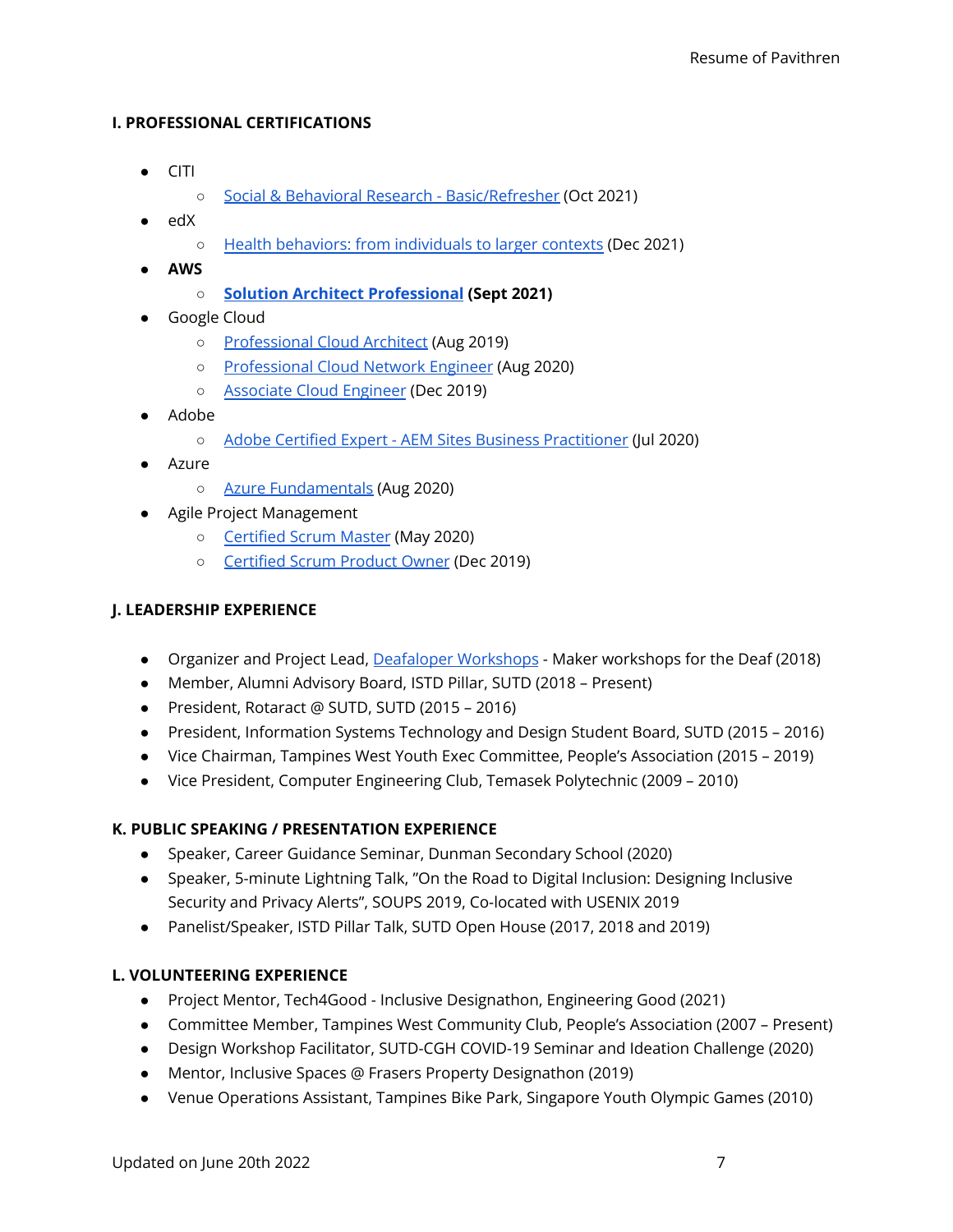## I. PROFESSIONAL CERTIFICATIONS

- CITI
  - Social & Behavioral Research - Basic/Refresher (Oct 2021)
- edX
  - Health behaviors: from individuals to larger contexts (Dec 2021)
- **AWS**
  - **Solution Architect Professional (Sept 2021)**
- Google Cloud
  - Professional Cloud Architect (Aug 2019)
  - Professional Cloud Network Engineer (Aug 2020)
  - Associate Cloud Engineer (Dec 2019)
- Adobe
  - Adobe Certified Expert - AEM Sites Business Practitioner (Jul 2020)
- Azure
  - Azure Fundamentals (Aug 2020)
- Agile Project Management
  - Certified Scrum Master (May 2020)
  - Certified Scrum Product Owner (Dec 2019)

## J. LEADERSHIP EXPERIENCE

- Organizer and Project Lead, Deafaloper Workshops - Maker workshops for the Deaf (2018)
- Member, Alumni Advisory Board, ISTD Pillar, SUTD (2018 – Present)
- President, Rotaract @ SUTD, SUTD (2015 – 2016)
- President, Information Systems Technology and Design Student Board, SUTD (2015 – 2016)
- Vice Chairman, Tampines West Youth Exec Committee, People's Association (2015 – 2019)
- Vice President, Computer Engineering Club, Temasek Polytechnic (2009 – 2010)

## K. PUBLIC SPEAKING / PRESENTATION EXPERIENCE

- Speaker, Career Guidance Seminar, Dunman Secondary School (2020)
- Speaker, 5-minute Lightning Talk, "On the Road to Digital Inclusion: Designing Inclusive Security and Privacy Alerts", SOUPS 2019, Co-located with USENIX 2019
- Panelist/Speaker, ISTD Pillar Talk, SUTD Open House (2017, 2018 and 2019)

## L. VOLUNTEERING EXPERIENCE

- Project Mentor, Tech4Good - Inclusive Designathon, Engineering Good (2021)
- Committee Member, Tampines West Community Club, People's Association (2007 – Present)
- Design Workshop Facilitator, SUTD-CGH COVID-19 Seminar and Ideation Challenge (2020)
- Mentor, Inclusive Spaces @ Frasers Property Designathon (2019)
- Venue Operations Assistant, Tampines Bike Park, Singapore Youth Olympic Games (2010)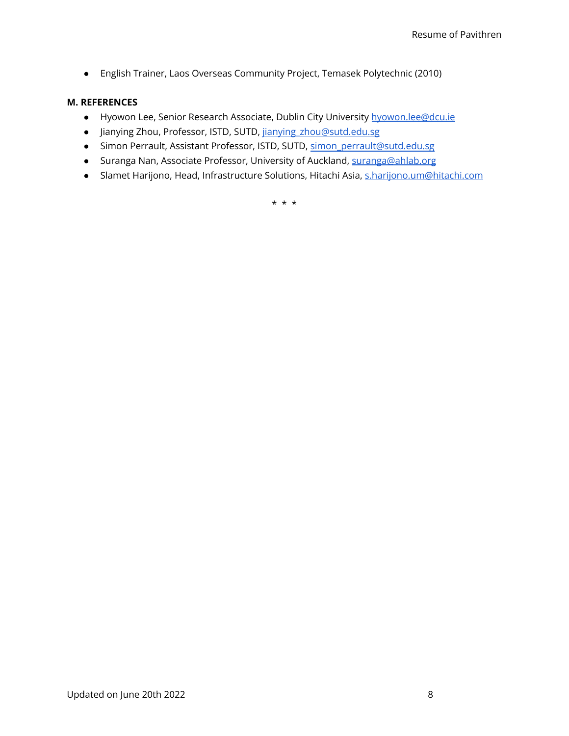- English Trainer, Laos Overseas Community Project, Temasek Polytechnic (2010)

**M. REFERENCES**

- Hyowon Lee, Senior Research Associate, Dublin City University hyowon.lee@dcu.ie
- Jianying Zhou, Professor, ISTD, SUTD, jianying_zhou@sutd.edu.sg
- Simon Perrault, Assistant Professor, ISTD, SUTD, simon_perrault@sutd.edu.sg
- Suranga Nan, Associate Professor, University of Auckland, suranga@ahlab.org
- Slamet Harijono, Head, Infrastructure Solutions, Hitachi Asia, s.harijono.um@hitachi.com

\* \* \*

Updated on June 20th 2022